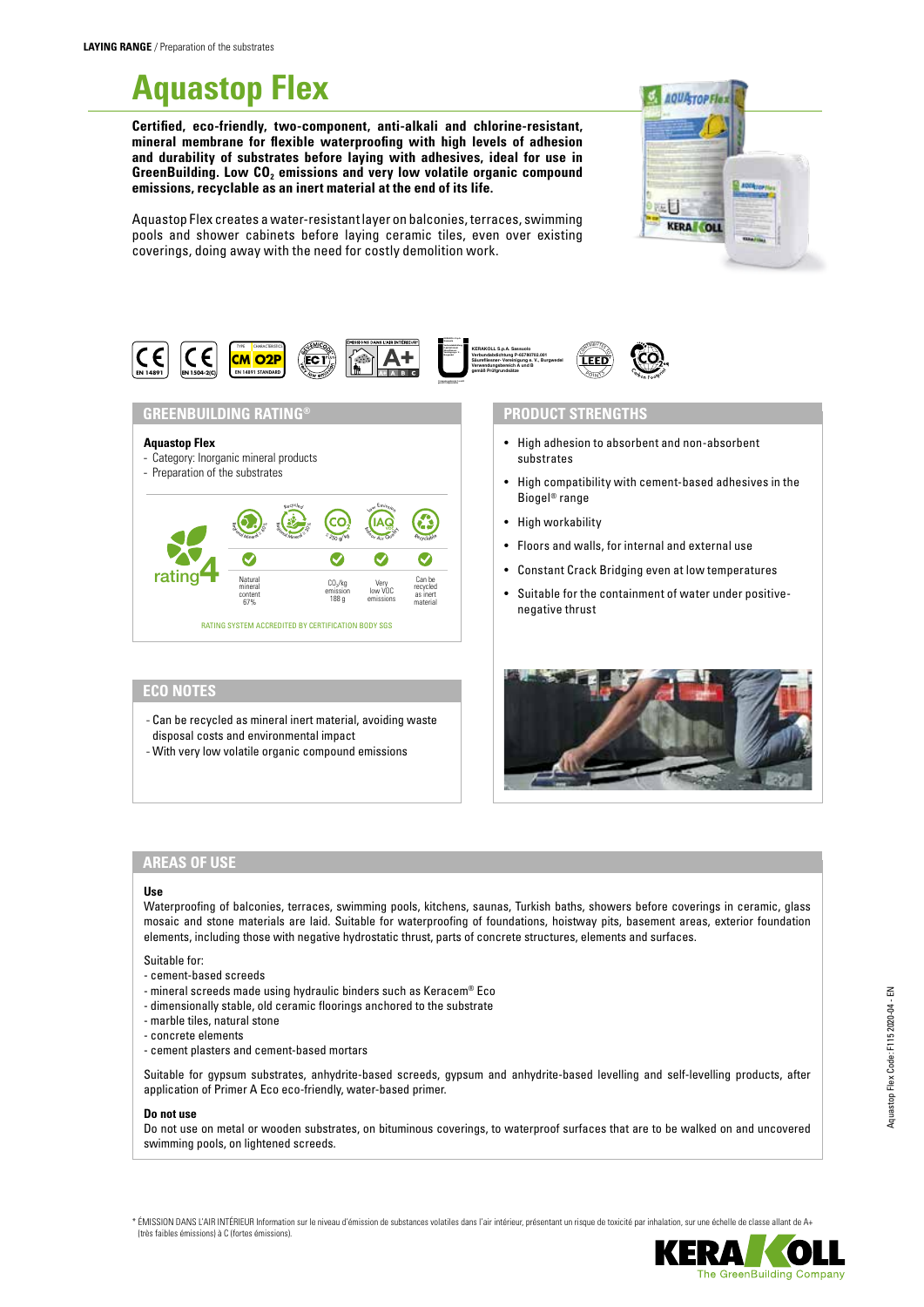**LAYING RANGE** / Preparation of the substrates

# Aquastop Flex

**Certified, eco-friendly, two-component, anti-alkali and chlorine-resistant, mineral membrane for flexible waterproofing with high levels of adhesion and durability of substrates before laying with adhesives, ideal for use in GreenBuilding. Low $CO_2$ emissions and very low volatile organic compound emissions, recyclable as an inert material at the end of its life.**

Aquastop Flex creates a water-resistant layer on balconies, terraces, swimming pools and shower cabinets before laying ceramic tiles, even over existing coverings, doing away with the need for costly demolition work.

## GREENBUILDING RATING®

**Aquastop Flex**
- Category: Inorganic mineral products
- Preparation of the substrates

rating 4

| Natural mineral content 67% | | $CO_2$/kg emission 188 g | Very low VOC emissions | Can be recycled as inert material |
|---|---|---|---|---|

RATING SYSTEM ACCREDITED BY CERTIFICATION BODY SGS

## PRODUCT STRENGTHS

- High adhesion to absorbent and non-absorbent substrates
- High compatibility with cement-based adhesives in the Biogel® range
- High workability
- Floors and walls, for internal and external use
- Constant Crack Bridging even at low temperatures
- Suitable for the containment of water under positive-negative thrust

## ECO NOTES

- Can be recycled as mineral inert material, avoiding waste disposal costs and environmental impact
- With very low volatile organic compound emissions

## AREAS OF USE

**Use**

Waterproofing of balconies, terraces, swimming pools, kitchens, saunas, Turkish baths, showers before coverings in ceramic, glass mosaic and stone materials are laid. Suitable for waterproofing of foundations, hoistway pits, basement areas, exterior foundation elements, including those with negative hydrostatic thrust, parts of concrete structures, elements and surfaces.

Suitable for:
- cement-based screeds
- mineral screeds made using hydraulic binders such as Keracem® Eco
- dimensionally stable, old ceramic floorings anchored to the substrate
- marble tiles, natural stone
- concrete elements
- cement plasters and cement-based mortars

Suitable for gypsum substrates, anhydrite-based screeds, gypsum and anhydrite-based levelling and self-levelling products, after application of Primer A Eco eco-friendly, water-based primer.

**Do not use**

Do not use on metal or wooden substrates, on bituminous coverings, to waterproof surfaces that are to be walked on and uncovered swimming pools, on lightened screeds.

* ÉMISSION DANS L'AIR INTÉRIEUR Information sur le niveau d'émission de substances volatiles dans l'air intérieur, présentant un risque de toxicité par inhalation, sur une échelle de classe allant de A+ (très faibles émissions) à C (fortes émissions).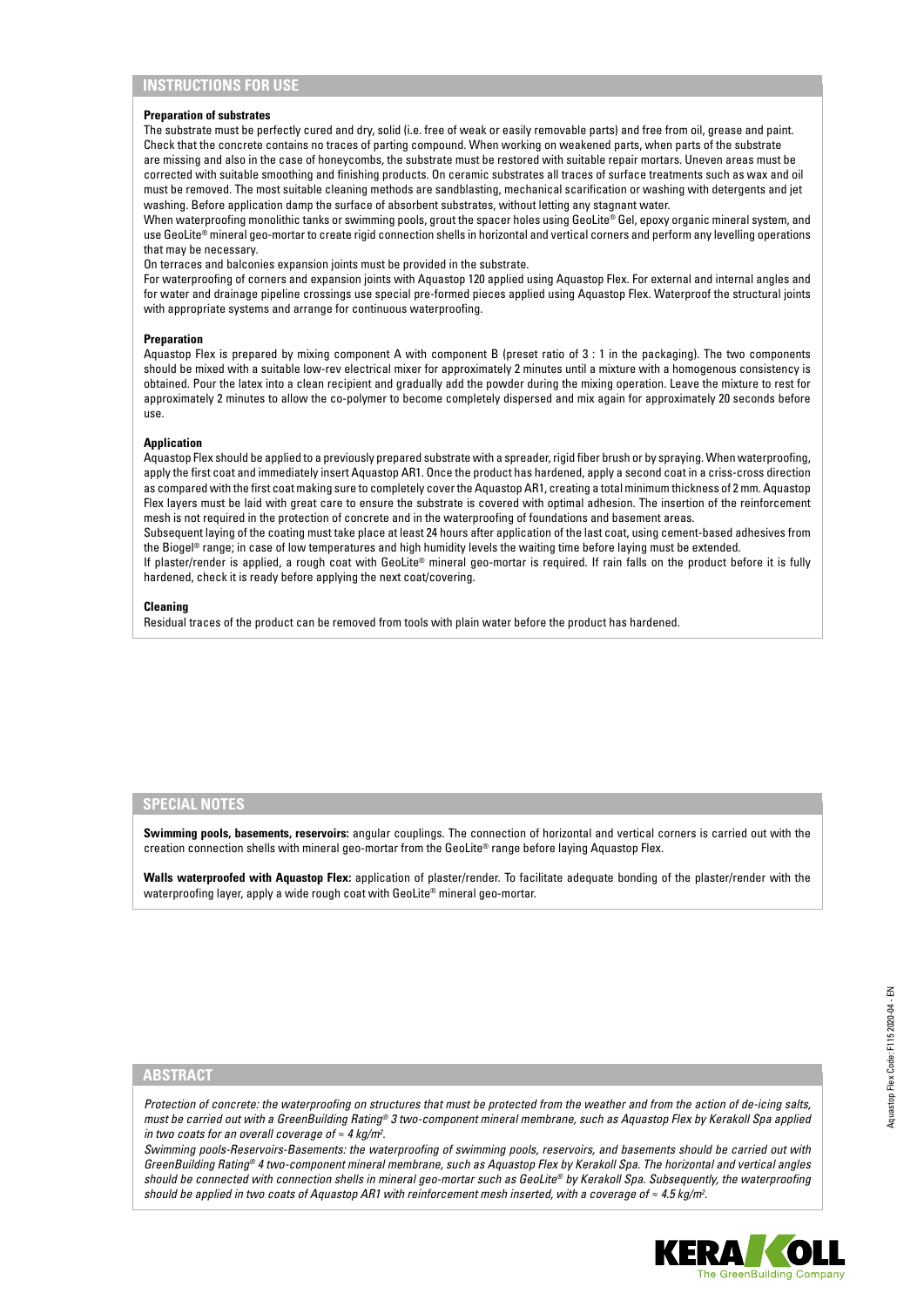## INSTRUCTIONS FOR USE

**Preparation of substrates**

The substrate must be perfectly cured and dry, solid (i.e. free of weak or easily removable parts) and free from oil, grease and paint. Check that the concrete contains no traces of parting compound. When working on weakened parts, when parts of the substrate are missing and also in the case of honeycombs, the substrate must be restored with suitable repair mortars. Uneven areas must be corrected with suitable smoothing and finishing products. On ceramic substrates all traces of surface treatments such as wax and oil must be removed. The most suitable cleaning methods are sandblasting, mechanical scarification or washing with detergents and jet washing. Before application damp the surface of absorbent substrates, without letting any stagnant water.

When waterproofing monolithic tanks or swimming pools, grout the spacer holes using GeoLite® Gel, epoxy organic mineral system, and use GeoLite® mineral geo-mortar to create rigid connection shells in horizontal and vertical corners and perform any levelling operations that may be necessary.

On terraces and balconies expansion joints must be provided in the substrate.

For waterproofing of corners and expansion joints with Aquastop 120 applied using Aquastop Flex. For external and internal angles and for water and drainage pipeline crossings use special pre-formed pieces applied using Aquastop Flex. Waterproof the structural joints with appropriate systems and arrange for continuous waterproofing.

**Preparation**

Aquastop Flex is prepared by mixing component A with component B (preset ratio of 3 : 1 in the packaging). The two components should be mixed with a suitable low-rev electrical mixer for approximately 2 minutes until a mixture with a homogenous consistency is obtained. Pour the latex into a clean recipient and gradually add the powder during the mixing operation. Leave the mixture to rest for approximately 2 minutes to allow the co-polymer to become completely dispersed and mix again for approximately 20 seconds before use.

**Application**

Aquastop Flex should be applied to a previously prepared substrate with a spreader, rigid fiber brush or by spraying. When waterproofing, apply the first coat and immediately insert Aquastop AR1. Once the product has hardened, apply a second coat in a criss-cross direction as compared with the first coat making sure to completely cover the Aquastop AR1, creating a total minimum thickness of 2 mm. Aquastop Flex layers must be laid with great care to ensure the substrate is covered with optimal adhesion. The insertion of the reinforcement mesh is not required in the protection of concrete and in the waterproofing of foundations and basement areas.

Subsequent laying of the coating must take place at least 24 hours after application of the last coat, using cement-based adhesives from the Biogel® range; in case of low temperatures and high humidity levels the waiting time before laying must be extended.

If plaster/render is applied, a rough coat with GeoLite® mineral geo-mortar is required. If rain falls on the product before it is fully hardened, check it is ready before applying the next coat/covering.

**Cleaning**

Residual traces of the product can be removed from tools with plain water before the product has hardened.

## SPECIAL NOTES

**Swimming pools, basements, reservoirs:** angular couplings. The connection of horizontal and vertical corners is carried out with the creation connection shells with mineral geo-mortar from the GeoLite® range before laying Aquastop Flex.

**Walls waterproofed with Aquastop Flex:** application of plaster/render. To facilitate adequate bonding of the plaster/render with the waterproofing layer, apply a wide rough coat with GeoLite® mineral geo-mortar.

## ABSTRACT

*Protection of concrete: the waterproofing on structures that must be protected from the weather and from the action of de-icing salts, must be carried out with a GreenBuilding Rating® 3 two-component mineral membrane, such as Aquastop Flex by Kerakoll Spa applied in two coats for an overall coverage of ≈ 4 kg/m².*

*Swimming pools-Reservoirs-Basements: the waterproofing of swimming pools, reservoirs, and basements should be carried out with GreenBuilding Rating® 4 two-component mineral membrane, such as Aquastop Flex by Kerakoll Spa. The horizontal and vertical angles should be connected with connection shells in mineral geo-mortar such as GeoLite® by Kerakoll Spa. Subsequently, the waterproofing should be applied in two coats of Aquastop AR1 with reinforcement mesh inserted, with a coverage of ≈ 4.5 kg/m².*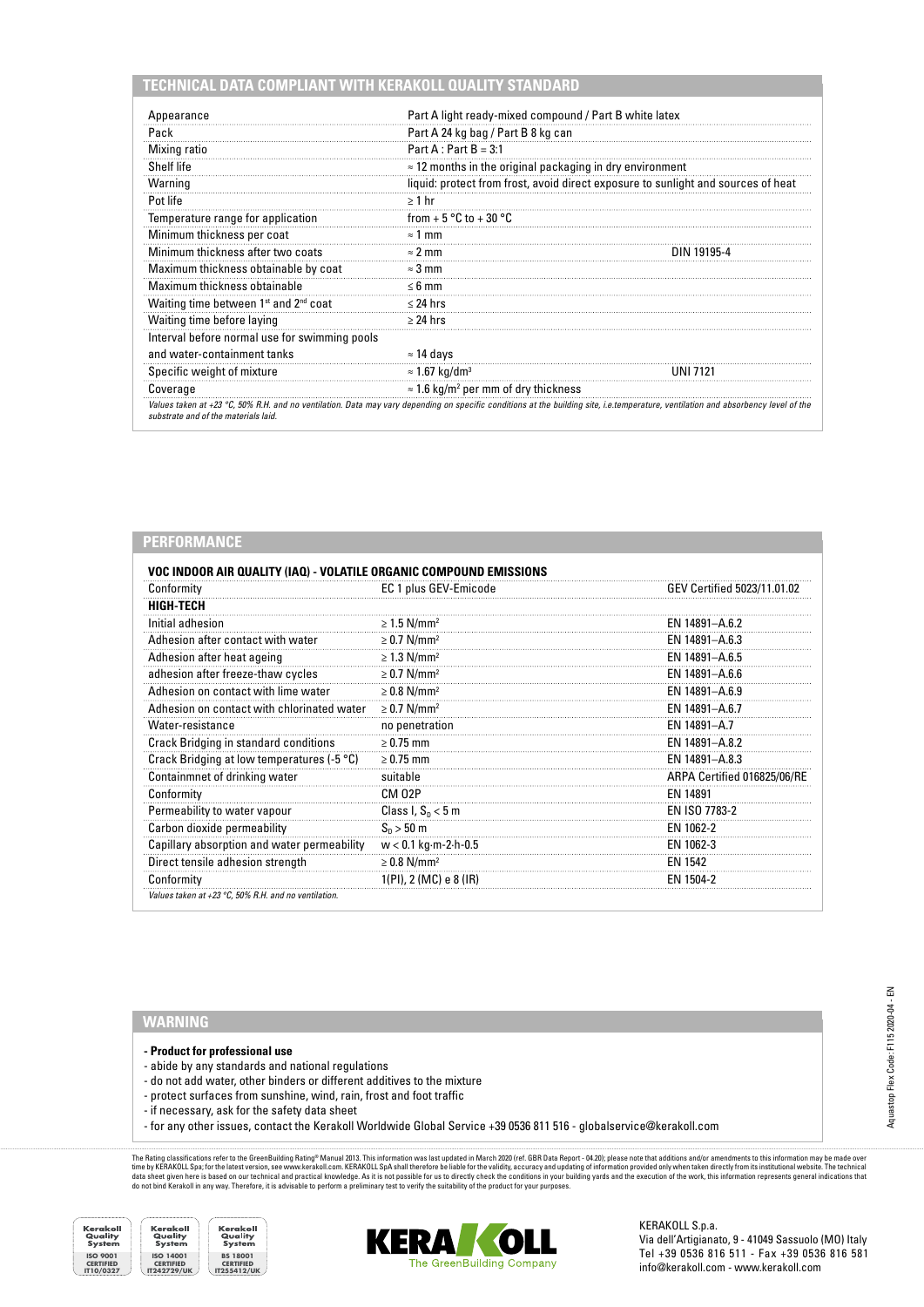## TECHNICAL DATA COMPLIANT WITH KERAKOLL QUALITY STANDARD

| | | |
|---|---|---|
| Appearance | Part A light ready-mixed compound / Part B white latex | |
| Pack | Part A 24 kg bag / Part B 8 kg can | |
| Mixing ratio | Part A : Part B = 3:1 | |
| Shelf life | ≈ 12 months in the original packaging in dry environment | |
| Warning | liquid: protect from frost, avoid direct exposure to sunlight and sources of heat | |
| Pot life | ≥ 1 hr | |
| Temperature range for application | from + 5 °C to + 30 °C | |
| Minimum thickness per coat | ≈ 1 mm | |
| Minimum thickness after two coats | ≈ 2 mm | DIN 19195-4 |
| Maximum thickness obtainable by coat | ≈ 3 mm | |
| Maximum thickness obtainable | ≤ 6 mm | |
| Waiting time between 1st and 2nd coat | ≤ 24 hrs | |
| Waiting time before laying | ≥ 24 hrs | |
| Interval before normal use for swimming pools and water-containment tanks | ≈ 14 days | |
| Specific weight of mixture | ≈ 1.67 kg/dm³ | UNI 7121 |
| Coverage | ≈ 1.6 kg/m² per mm of dry thickness | |

*Values taken at +23 °C, 50% R.H. and no ventilation. Data may vary depending on specific conditions at the building site, i.e.temperature, ventilation and absorbency level of the substrate and of the materials laid.*

## PERFORMANCE

**VOC INDOOR AIR QUALITY (IAQ) - VOLATILE ORGANIC COMPOUND EMISSIONS**

| | | |
|---|---|---|
| Conformity | EC 1 plus GEV-Emicode | GEV Certified 5023/11.01.02 |
| **HIGH-TECH** | | |
| Initial adhesion | ≥ 1.5 N/mm² | EN 14891–A.6.2 |
| Adhesion after contact with water | ≥ 0.7 N/mm² | EN 14891–A.6.3 |
| Adhesion after heat ageing | ≥ 1.3 N/mm² | EN 14891–A.6.5 |
| adhesion after freeze-thaw cycles | ≥ 0.7 N/mm² | EN 14891–A.6.6 |
| Adhesion on contact with lime water | ≥ 0.8 N/mm² | EN 14891–A.6.9 |
| Adhesion on contact with chlorinated water | ≥ 0.7 N/mm² | EN 14891–A.6.7 |
| Water-resistance | no penetration | EN 14891–A.7 |
| Crack Bridging in standard conditions | ≥ 0.75 mm | EN 14891–A.8.2 |
| Crack Bridging at low temperatures (-5 °C) | ≥ 0.75 mm | EN 14891–A.8.3 |
| Containmnet of drinking water | suitable | ARPA Certified 016825/06/RE |
| Conformity | CM O2P | EN 14891 |
| Permeability to water vapour | Class I, $S_D$ < 5 m | EN ISO 7783-2 |
| Carbon dioxide permeability | $S_D$ > 50 m | EN 1062-2 |
| Capillary absorption and water permeability | w < 0.1 kg·m-2·h-0.5 | EN 1062-3 |
| Direct tensile adhesion strength | ≥ 0.8 N/mm² | EN 1542 |
| Conformity | 1(PI), 2 (MC) e 8 (IR) | EN 1504-2 |

*Values taken at +23 °C, 50% R.H. and no ventilation.*

## WARNING

- **Product for professional use**
- abide by any standards and national regulations
- do not add water, other binders or different additives to the mixture
- protect surfaces from sunshine, wind, rain, frost and foot traffic
- if necessary, ask for the safety data sheet
- for any other issues, contact the Kerakoll Worldwide Global Service +39 0536 811 516 - globalservice@kerakoll.com

The Rating classifications refer to the GreenBuilding Rating® Manual 2013. This information was last updated in March 2020 (ref. GBR Data Report - 04.20); please note that additions and/or amendments to this information may be made over time by KERAKOLL Spa; for the latest version, see www.kerakoll.com. KERAKOLL SpA shall therefore be liable for the validity, accuracy and updating of information provided only when taken directly from its institutional website. The technical data sheet given here is based on our technical and practical knowledge. As it is not possible for us to directly check the conditions in your building yards and the execution of the work, this information represents general indications that do not bind Kerakoll in any way. Therefore, it is advisable to perform a preliminary test to verify the suitability of the product for your purposes.

Aquastop Flex Code: F115 2020-04 - EN

Kerakoll Quality System ISO 9001 CERTIFIED IT10/0327

Kerakoll Quality System ISO 14001 CERTIFIED IT242729/UK

Kerakoll Quality System BS 18001 CERTIFIED IT255412/UK

KERAKOLL The GreenBuilding Company

KERAKOLL S.p.a.
Via dell'Artigianato, 9 - 41049 Sassuolo (MO) Italy
Tel +39 0536 816 511 - Fax +39 0536 816 581
info@kerakoll.com - www.kerakoll.com